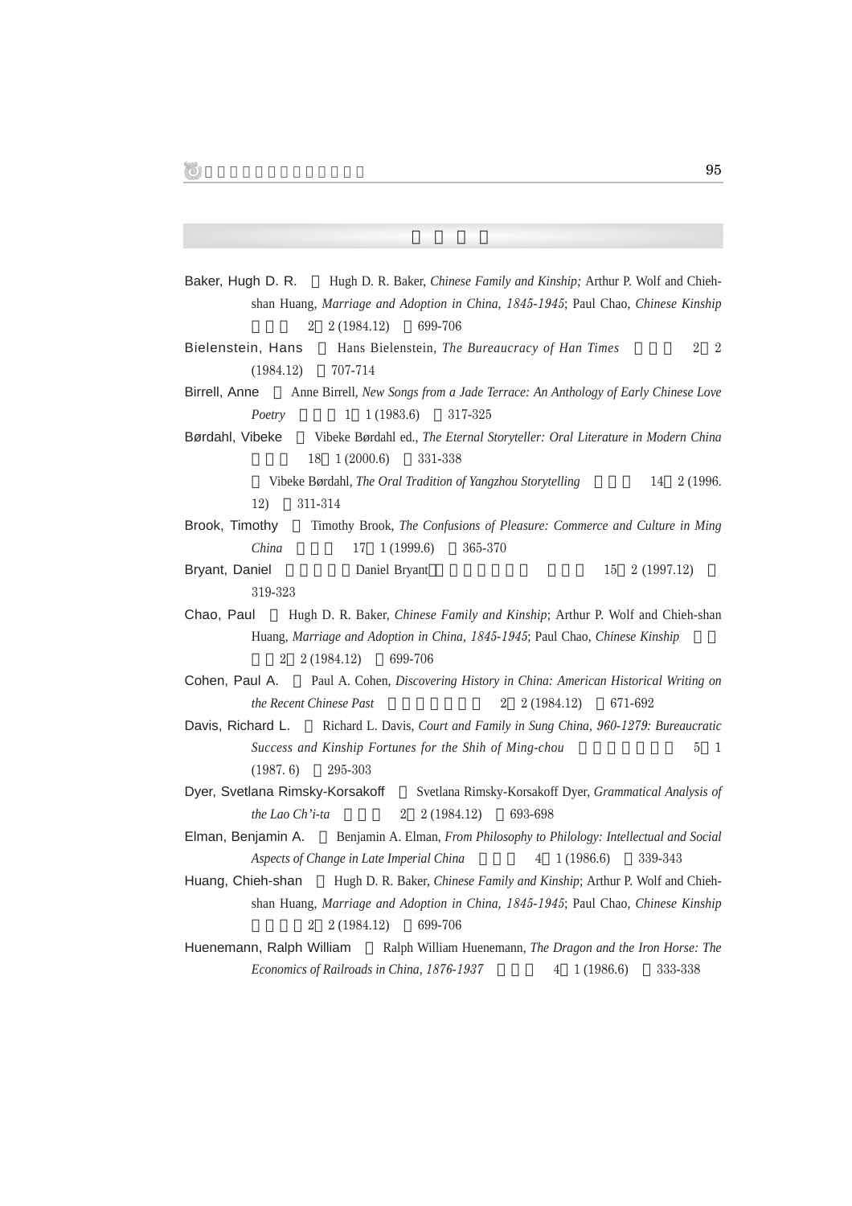Baker, Hugh D. R. 　Hugh D. R. Baker, *Chinese Family and Kinship;* Arthur P. Wolf and Chieh-shan Huang, *Marriage and Adoption in China, 1845-1945*; Paul Chao, *Chinese Kinship* 　　　2　2 (1984.12)　699-706

Bielenstein, Hans 　Hans Bielenstein, *The Bureaucracy of Han Times* 　　　2　2 (1984.12)　707-714

Birrell, Anne 　Anne Birrell, *New Songs from a Jade Terrace: An Anthology of Early Chinese Love Poetry* 　　　1　1 (1983.6)　317-325

Børdahl, Vibeke 　Vibeke Børdahl ed., *The Eternal Storyteller: Oral Literature in Modern China* 　　　18　1 (2000.6)　331-338

　Vibeke Børdahl, *The Oral Tradition of Yangzhou Storytelling* 　　　14　2 (1996.12)　311-314

Brook, Timothy 　Timothy Brook, *The Confusions of Pleasure: Commerce and Culture in Ming China* 　　　17　1 (1999.6)　365-370

Bryant, Daniel 　Daniel Bryant　　　15　2 (1997.12)　319-323

Chao, Paul 　Hugh D. R. Baker, *Chinese Family and Kinship*; Arthur P. Wolf and Chieh-shan Huang, *Marriage and Adoption in China, 1845-1945*; Paul Chao, *Chinese Kinship* 　　　2　2 (1984.12)　699-706

Cohen, Paul A. 　Paul A. Cohen, *Discovering History in China: American Historical Writing on the Recent Chinese Past* 　　　2　2 (1984.12)　671-692

Davis, Richard L. 　Richard L. Davis, *Court and Family in Sung China, 960-1279: Bureaucratic Success and Kinship Fortunes for the Shih of Ming-chou* 　　　5　1 (1987. 6)　295-303

Dyer, Svetlana Rimsky-Korsakoff 　Svetlana Rimsky-Korsakoff Dyer, *Grammatical Analysis of the Lao Ch'i-ta* 　　　2　2 (1984.12)　693-698

Elman, Benjamin A. 　Benjamin A. Elman, *From Philosophy to Philology: Intellectual and Social Aspects of Change in Late Imperial China* 　　　4　1 (1986.6)　339-343

Huang, Chieh-shan 　Hugh D. R. Baker, *Chinese Family and Kinship*; Arthur P. Wolf and Chieh-shan Huang, *Marriage and Adoption in China, 1845-1945*; Paul Chao, *Chinese Kinship* 　　　2　2 (1984.12)　699-706

Huenemann, Ralph William 　Ralph William Huenemann, *The Dragon and the Iron Horse: The Economics of Railroads in China, 1876-1937* 　　　4　1 (1986.6)　333-338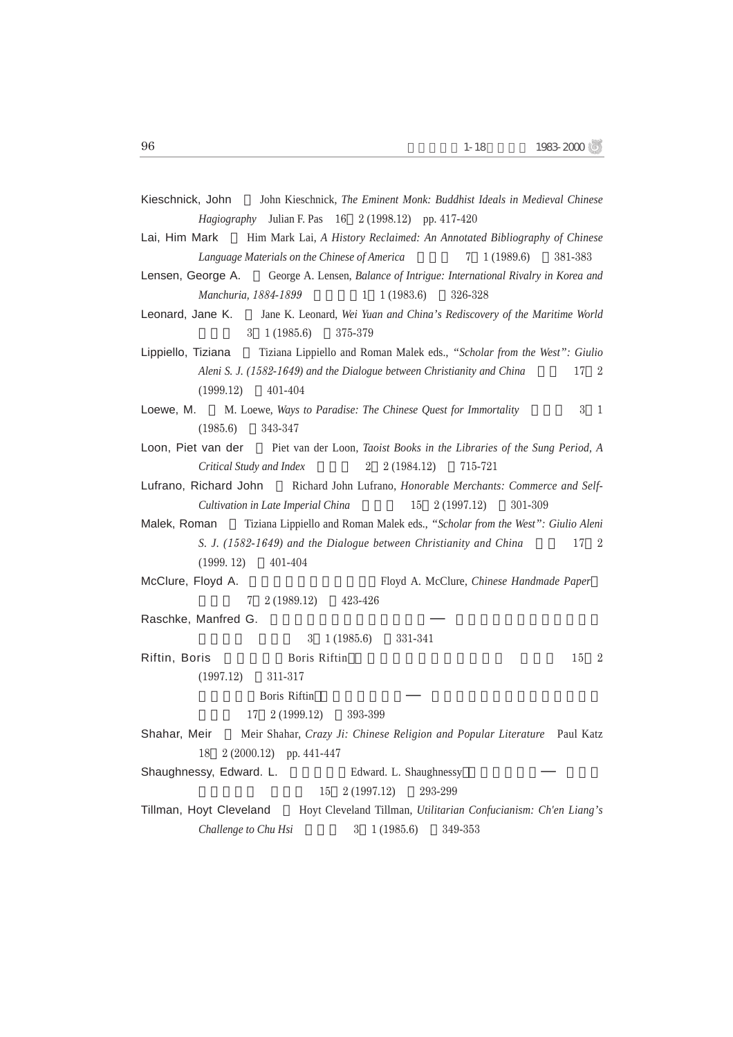Kieschnick, John　John Kieschnick, *The Eminent Monk: Buddhist Ideals in Medieval Chinese Hagiography*　Julian F. Pas　16　2 (1998.12)　pp. 417-420

Lai, Him Mark　Him Mark Lai, *A History Reclaimed: An Annotated Bibliography of Chinese Language Materials on the Chinese of America*　7　1 (1989.6)　381-383

Lensen, George A.　George A. Lensen, *Balance of Intrigue: International Rivalry in Korea and Manchuria, 1884-1899*　1　1 (1983.6)　326-328

Leonard, Jane K.　Jane K. Leonard, *Wei Yuan and China's Rediscovery of the Maritime World*　3　1 (1985.6)　375-379

Lippiello, Tiziana　Tiziana Lippiello and Roman Malek eds., *"Scholar from the West": Giulio Aleni S. J. (1582-1649) and the Dialogue between Christianity and China*　17　2 (1999.12)　401-404

Loewe, M.　M. Loewe, *Ways to Paradise: The Chinese Quest for Immortality*　3　1 (1985.6)　343-347

Loon, Piet van der　Piet van der Loon, *Taoist Books in the Libraries of the Sung Period, A Critical Study and Index*　2　2 (1984.12)　715-721

Lufrano, Richard John　Richard John Lufrano, *Honorable Merchants: Commerce and Self-Cultivation in Late Imperial China*　15　2 (1997.12)　301-309

Malek, Roman　Tiziana Lippiello and Roman Malek eds., *"Scholar from the West": Giulio Aleni S. J. (1582-1649) and the Dialogue between Christianity and China*　17　2 (1999. 12)　401-404

McClure, Floyd A.　Floyd A. McClure, *Chinese Handmade Paper*　7　2 (1989.12)　423-426

Raschke, Manfred G.　──　3　1 (1985.6)　331-341

Riftin, Boris　Boris Riftin　15　2 (1997.12)　311-317

Boris Riftin　──　17　2 (1999.12)　393-399

Shahar, Meir　Meir Shahar, *Crazy Ji: Chinese Religion and Popular Literature*　Paul Katz　18　2 (2000.12)　pp. 441-447

Shaughnessy, Edward. L.　Edward. L. Shaughnessy　──　15　2 (1997.12)　293-299

Tillman, Hoyt Cleveland　Hoyt Cleveland Tillman, *Utilitarian Confucianism: Ch'en Liang's Challenge to Chu Hsi*　3　1 (1985.6)　349-353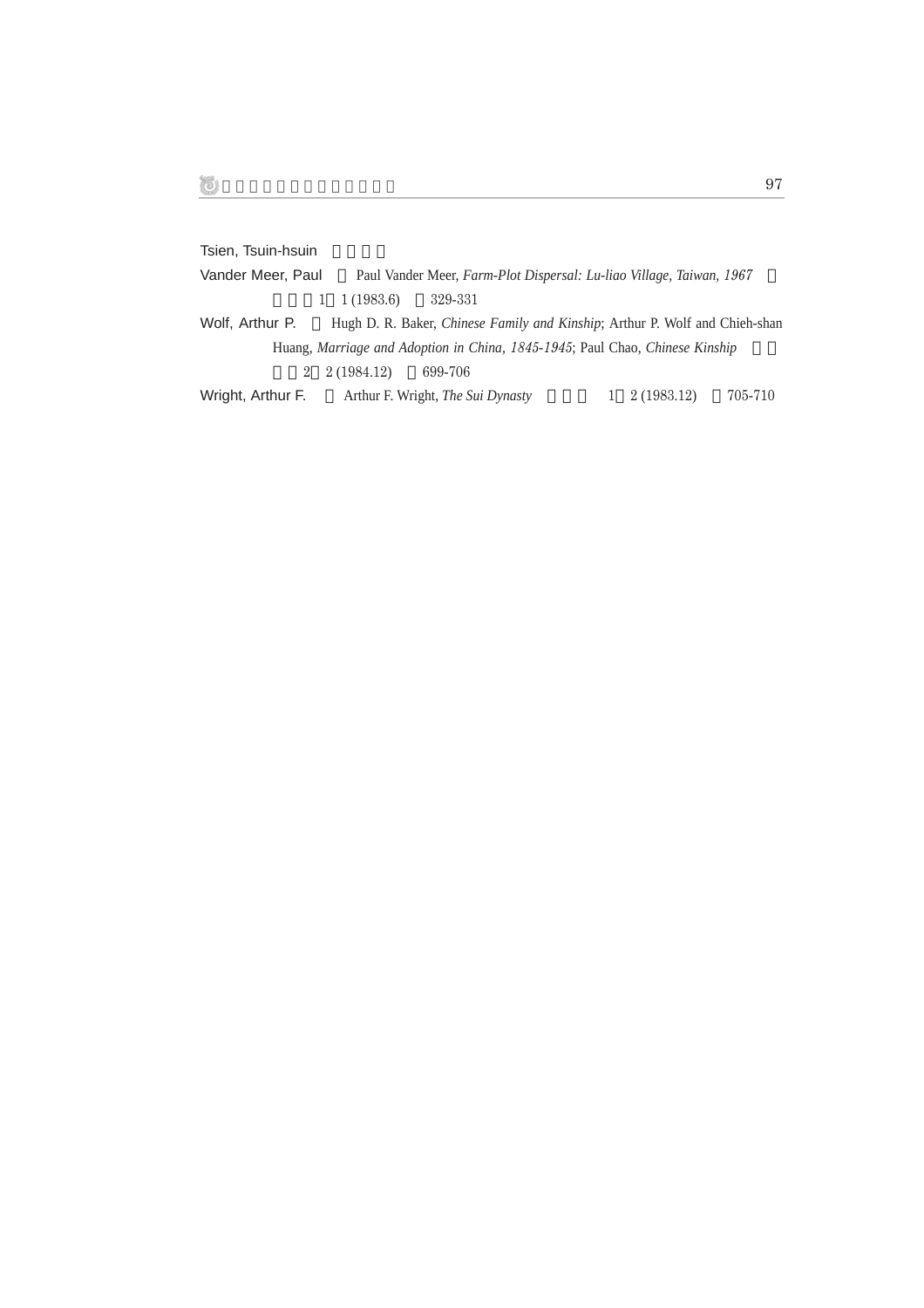Tsien, Tsuin-hsuin

Vander Meer, Paul　Paul Vander Meer, *Farm-Plot Dispersal: Lu-liao Village, Taiwan, 1967*　1　1 (1983.6)　329-331

Wolf, Arthur P.　Hugh D. R. Baker, *Chinese Family and Kinship*; Arthur P. Wolf and Chieh-shan Huang, *Marriage and Adoption in China, 1845-1945*; Paul Chao, *Chinese Kinship*　2　2 (1984.12)　699-706

Wright, Arthur F.　Arthur F. Wright, *The Sui Dynasty*　1　2 (1983.12)　705-710